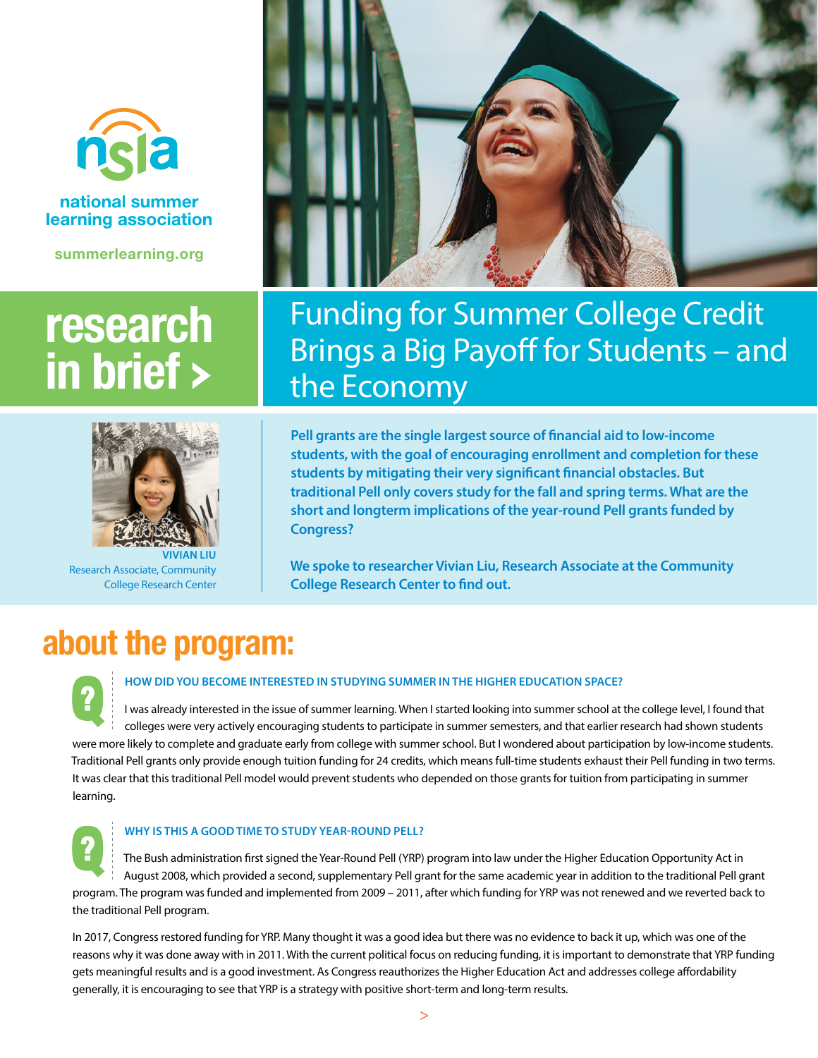national summer learning association

summerlearning.org

research in brief >

# Funding for Summer College Credit Brings a Big Payoff for Students – and the Economy

**VIVIAN LIU**
Research Associate, Community College Research Center

**Pell grants are the single largest source of financial aid to low-income students, with the goal of encouraging enrollment and completion for these students by mitigating their very significant financial obstacles. But traditional Pell only covers study for the fall and spring terms. What are the short and longterm implications of the year-round Pell grants funded by Congress?**

**We spoke to researcher Vivian Liu, Research Associate at the Community College Research Center to find out.**

## about the program:

### HOW DID YOU BECOME INTERESTED IN STUDYING SUMMER IN THE HIGHER EDUCATION SPACE?

I was already interested in the issue of summer learning. When I started looking into summer school at the college level, I found that colleges were very actively encouraging students to participate in summer semesters, and that earlier research had shown students were more likely to complete and graduate early from college with summer school. But I wondered about participation by low-income students. Traditional Pell grants only provide enough tuition funding for 24 credits, which means full-time students exhaust their Pell funding in two terms. It was clear that this traditional Pell model would prevent students who depended on those grants for tuition from participating in summer learning.

### WHY IS THIS A GOOD TIME TO STUDY YEAR-ROUND PELL?

The Bush administration first signed the Year-Round Pell (YRP) program into law under the Higher Education Opportunity Act in August 2008, which provided a second, supplementary Pell grant for the same academic year in addition to the traditional Pell grant program. The program was funded and implemented from 2009 – 2011, after which funding for YRP was not renewed and we reverted back to the traditional Pell program.

In 2017, Congress restored funding for YRP. Many thought it was a good idea but there was no evidence to back it up, which was one of the reasons why it was done away with in 2011. With the current political focus on reducing funding, it is important to demonstrate that YRP funding gets meaningful results and is a good investment. As Congress reauthorizes the Higher Education Act and addresses college affordability generally, it is encouraging to see that YRP is a strategy with positive short-term and long-term results.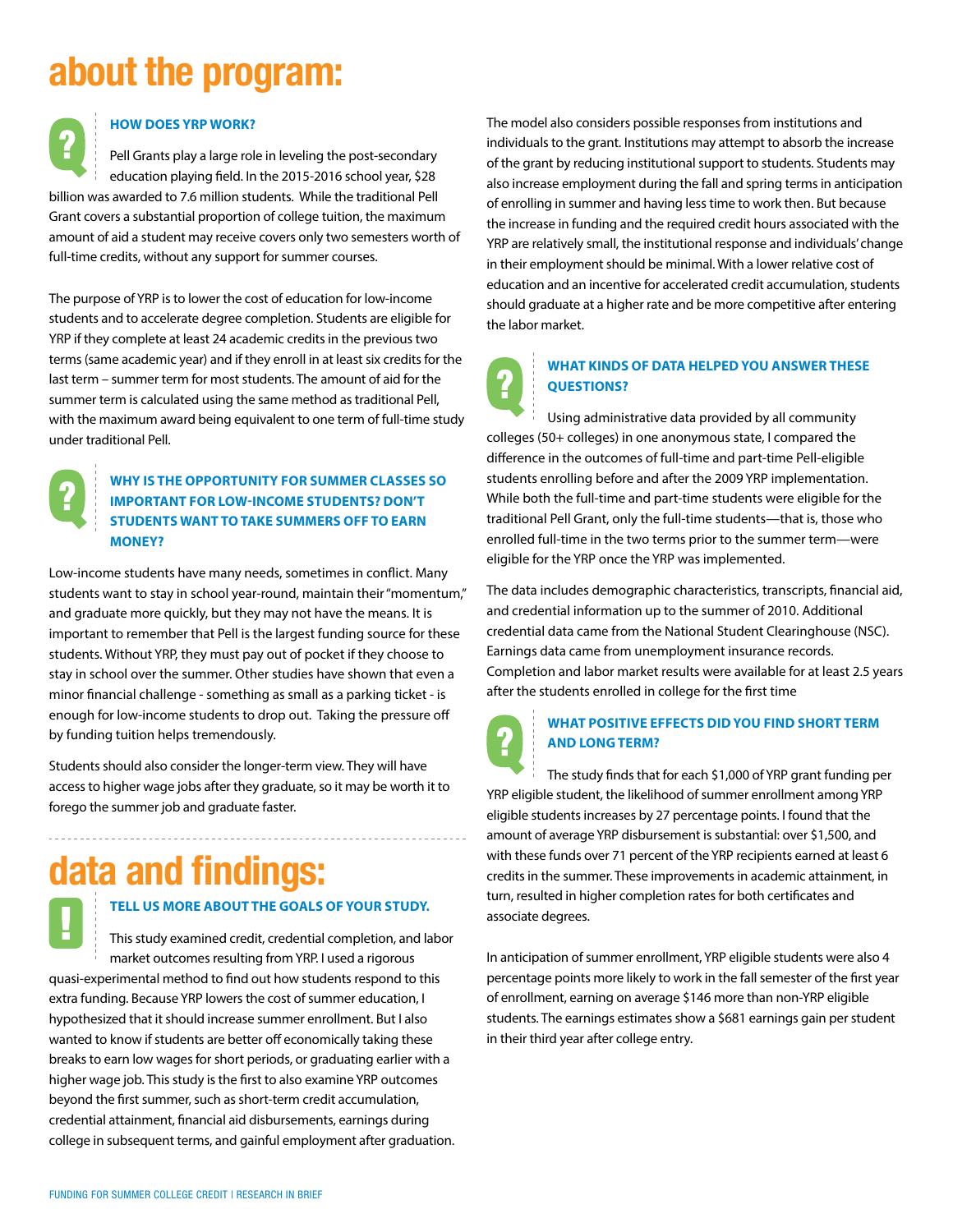# about the program:

### HOW DOES YRP WORK?

Pell Grants play a large role in leveling the post-secondary education playing field. In the 2015-2016 school year, $28 billion was awarded to 7.6 million students. While the traditional Pell Grant covers a substantial proportion of college tuition, the maximum amount of aid a student may receive covers only two semesters worth of full-time credits, without any support for summer courses.

The purpose of YRP is to lower the cost of education for low-income students and to accelerate degree completion. Students are eligible for YRP if they complete at least 24 academic credits in the previous two terms (same academic year) and if they enroll in at least six credits for the last term – summer term for most students. The amount of aid for the summer term is calculated using the same method as traditional Pell, with the maximum award being equivalent to one term of full-time study under traditional Pell.

### WHY IS THE OPPORTUNITY FOR SUMMER CLASSES SO IMPORTANT FOR LOW-INCOME STUDENTS? DON'T STUDENTS WANT TO TAKE SUMMERS OFF TO EARN MONEY?

Low-income students have many needs, sometimes in conflict. Many students want to stay in school year-round, maintain their "momentum," and graduate more quickly, but they may not have the means. It is important to remember that Pell is the largest funding source for these students. Without YRP, they must pay out of pocket if they choose to stay in school over the summer. Other studies have shown that even a minor financial challenge - something as small as a parking ticket - is enough for low-income students to drop out. Taking the pressure off by funding tuition helps tremendously.

Students should also consider the longer-term view. They will have access to higher wage jobs after they graduate, so it may be worth it to forego the summer job and graduate faster.

# data and findings:

### TELL US MORE ABOUT THE GOALS OF YOUR STUDY.

This study examined credit, credential completion, and labor market outcomes resulting from YRP. I used a rigorous quasi-experimental method to find out how students respond to this extra funding. Because YRP lowers the cost of summer education, I hypothesized that it should increase summer enrollment. But I also wanted to know if students are better off economically taking these breaks to earn low wages for short periods, or graduating earlier with a higher wage job. This study is the first to also examine YRP outcomes beyond the first summer, such as short-term credit accumulation, credential attainment, financial aid disbursements, earnings during college in subsequent terms, and gainful employment after graduation.

The model also considers possible responses from institutions and individuals to the grant. Institutions may attempt to absorb the increase of the grant by reducing institutional support to students. Students may also increase employment during the fall and spring terms in anticipation of enrolling in summer and having less time to work then. But because the increase in funding and the required credit hours associated with the YRP are relatively small, the institutional response and individuals' change in their employment should be minimal. With a lower relative cost of education and an incentive for accelerated credit accumulation, students should graduate at a higher rate and be more competitive after entering the labor market.

### WHAT KINDS OF DATA HELPED YOU ANSWER THESE QUESTIONS?

Using administrative data provided by all community colleges (50+ colleges) in one anonymous state, I compared the difference in the outcomes of full-time and part-time Pell-eligible students enrolling before and after the 2009 YRP implementation. While both the full-time and part-time students were eligible for the traditional Pell Grant, only the full-time students—that is, those who enrolled full-time in the two terms prior to the summer term—were eligible for the YRP once the YRP was implemented.

The data includes demographic characteristics, transcripts, financial aid, and credential information up to the summer of 2010. Additional credential data came from the National Student Clearinghouse (NSC). Earnings data came from unemployment insurance records. Completion and labor market results were available for at least 2.5 years after the students enrolled in college for the first time

### WHAT POSITIVE EFFECTS DID YOU FIND SHORT TERM AND LONG TERM?

The study finds that for each $1,000 of YRP grant funding per YRP eligible student, the likelihood of summer enrollment among YRP eligible students increases by 27 percentage points. I found that the amount of average YRP disbursement is substantial: over $1,500, and with these funds over 71 percent of the YRP recipients earned at least 6 credits in the summer. These improvements in academic attainment, in turn, resulted in higher completion rates for both certificates and associate degrees.

In anticipation of summer enrollment, YRP eligible students were also 4 percentage points more likely to work in the fall semester of the first year of enrollment, earning on average $146 more than non-YRP eligible students. The earnings estimates show a $681 earnings gain per student in their third year after college entry.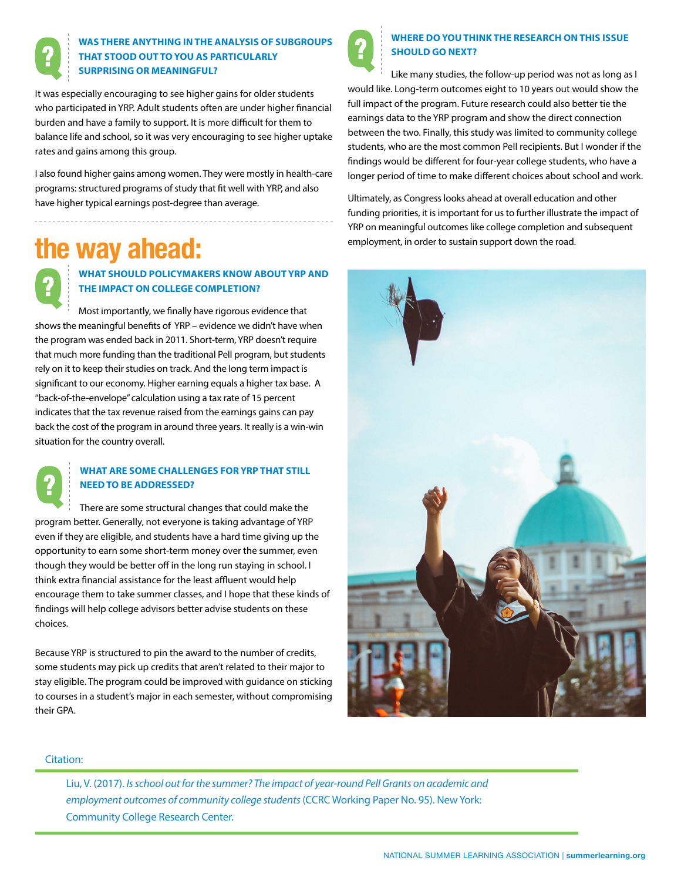### WAS THERE ANYTHING IN THE ANALYSIS OF SUBGROUPS THAT STOOD OUT TO YOU AS PARTICULARLY SURPRISING OR MEANINGFUL?

It was especially encouraging to see higher gains for older students who participated in YRP. Adult students often are under higher financial burden and have a family to support. It is more difficult for them to balance life and school, so it was very encouraging to see higher uptake rates and gains among this group.

I also found higher gains among women. They were mostly in health-care programs: structured programs of study that fit well with YRP, and also have higher typical earnings post-degree than average.

## the way ahead:

### WHAT SHOULD POLICYMAKERS KNOW ABOUT YRP AND THE IMPACT ON COLLEGE COMPLETION?

Most importantly, we finally have rigorous evidence that shows the meaningful benefits of YRP – evidence we didn't have when the program was ended back in 2011. Short-term, YRP doesn't require that much more funding than the traditional Pell program, but students rely on it to keep their studies on track. And the long term impact is significant to our economy. Higher earning equals a higher tax base. A "back-of-the-envelope" calculation using a tax rate of 15 percent indicates that the tax revenue raised from the earnings gains can pay back the cost of the program in around three years. It really is a win-win situation for the country overall.

### WHAT ARE SOME CHALLENGES FOR YRP THAT STILL NEED TO BE ADDRESSED?

There are some structural changes that could make the program better. Generally, not everyone is taking advantage of YRP even if they are eligible, and students have a hard time giving up the opportunity to earn some short-term money over the summer, even though they would be better off in the long run staying in school. I think extra financial assistance for the least affluent would help encourage them to take summer classes, and I hope that these kinds of findings will help college advisors better advise students on these choices.

Because YRP is structured to pin the award to the number of credits, some students may pick up credits that aren't related to their major to stay eligible. The program could be improved with guidance on sticking to courses in a student's major in each semester, without compromising their GPA.

### WHERE DO YOU THINK THE RESEARCH ON THIS ISSUE SHOULD GO NEXT?

Like many studies, the follow-up period was not as long as I would like. Long-term outcomes eight to 10 years out would show the full impact of the YRP program. Future research could also better tie the earnings data to the YRP program and show the direct connection between the two. Finally, this study was limited to community college students, who are the most common Pell recipients. But I wonder if the findings would be different for four-year college students, who have a longer period of time to make different choices about school and work.

Ultimately, as Congress looks ahead at overall education and other funding priorities, it is important for us to further illustrate the impact of YRP on meaningful outcomes like college completion and subsequent employment, in order to sustain support down the road.

Citation:

Liu, V. (2017). *Is school out for the summer? The impact of year-round Pell Grants on academic and employment outcomes of community college students* (CCRC Working Paper No. 95). New York: Community College Research Center.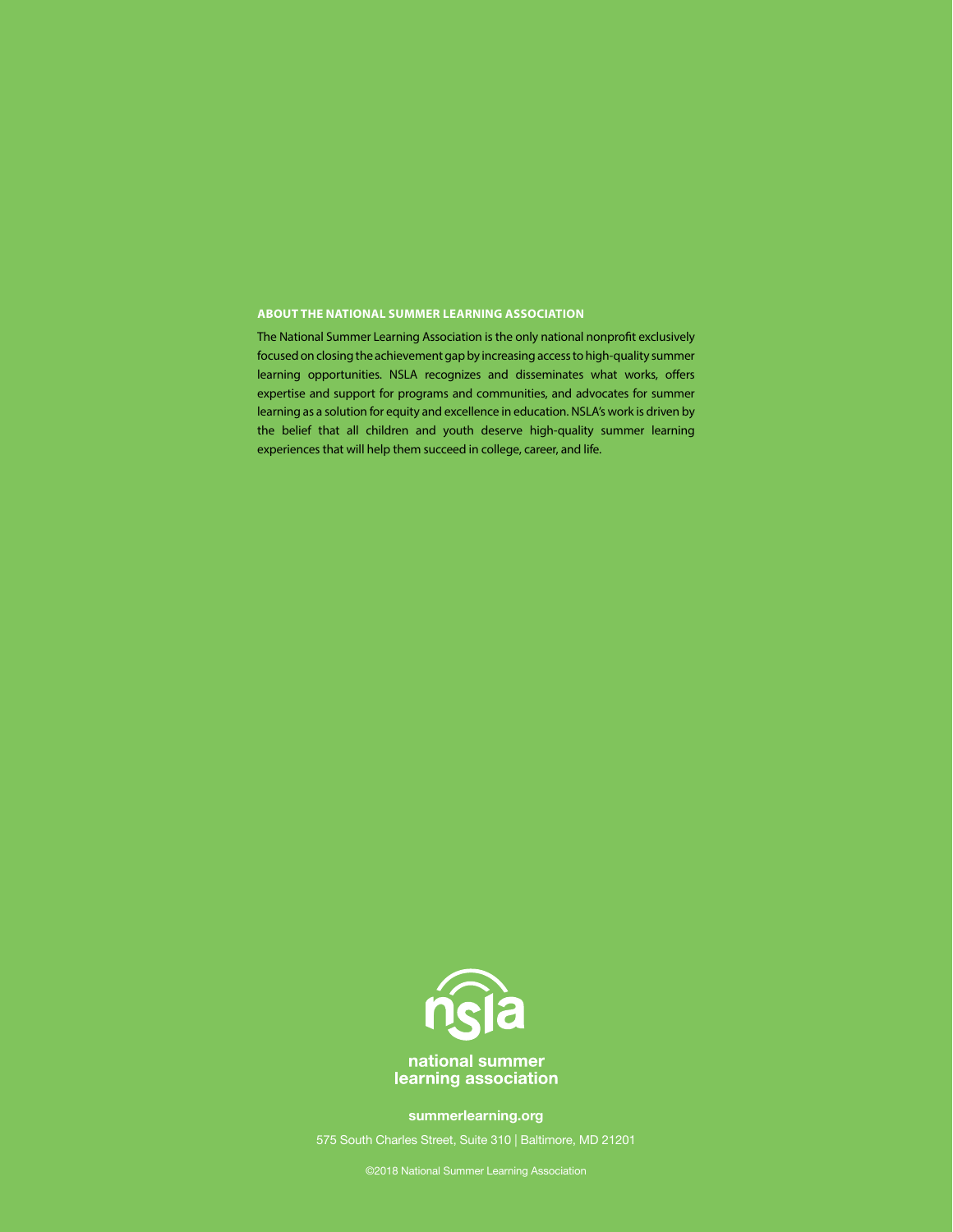## ABOUT THE NATIONAL SUMMER LEARNING ASSOCIATION

The National Summer Learning Association is the only national nonprofit exclusively focused on closing the achievement gap by increasing access to high-quality summer learning opportunities. NSLA recognizes and disseminates what works, offers expertise and support for programs and communities, and advocates for summer learning as a solution for equity and excellence in education. NSLA's work is driven by the belief that all children and youth deserve high-quality summer learning experiences that will help them succeed in college, career, and life.

nsla

national summer learning association

**summerlearning.org**

575 South Charles Street, Suite 310 | Baltimore, MD 21201

©2018 National Summer Learning Association